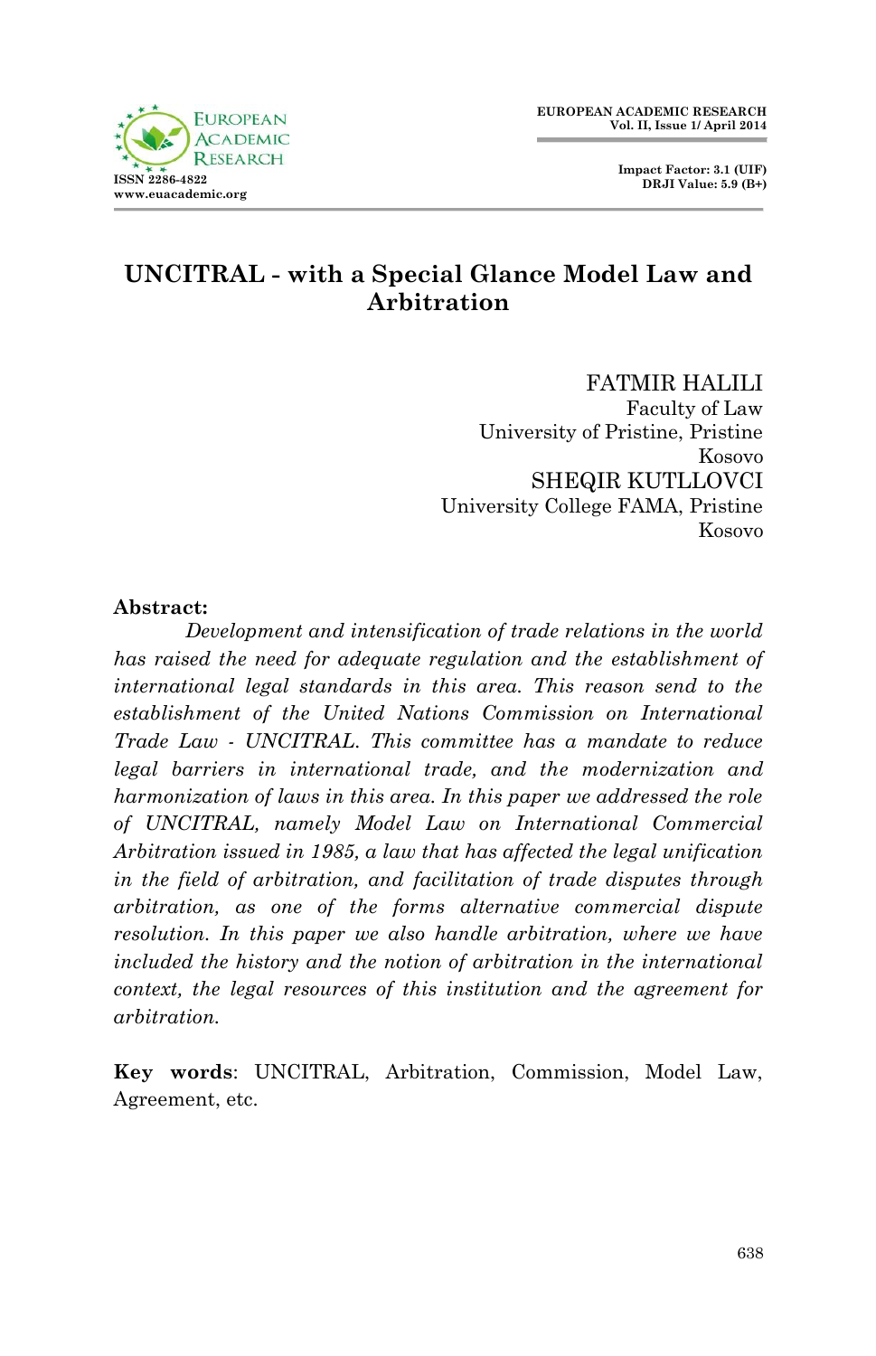# UNCITRAL - with a Special Glance Model Law and Arbitration

FATMIR HALILI
Faculty of Law
University of Pristine, Pristine
Kosovo

SHEQIR KUTLLOVCI
University College FAMA, Pristine
Kosovo

**Abstract:**

*Development and intensification of trade relations in the world has raised the need for adequate regulation and the establishment of international legal standards in this area. This reason send to the establishment of the United Nations Commission on International Trade Law - UNCITRAL. This committee has a mandate to reduce legal barriers in international trade, and the modernization and harmonization of laws in this area. In this paper we addressed the role of UNCITRAL, namely Model Law on International Commercial Arbitration issued in 1985, a law that has affected the legal unification in the field of arbitration, and facilitation of trade disputes through arbitration, as one of the forms alternative commercial dispute resolution. In this paper we also handle arbitration, where we have included the history and the notion of arbitration in the international context, the legal resources of this institution and the agreement for arbitration.*

**Key words**: UNCITRAL, Arbitration, Commission, Model Law, Agreement, etc.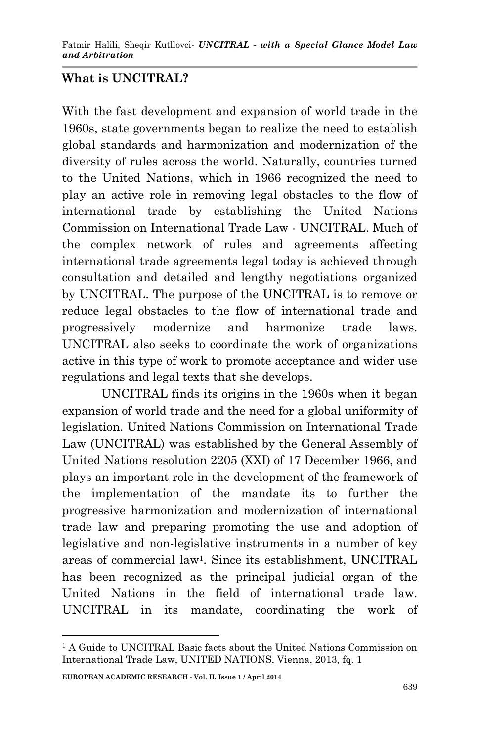## What is UNCITRAL?

With the fast development and expansion of world trade in the 1960s, state governments began to realize the need to establish global standards and harmonization and modernization of the diversity of rules across the world. Naturally, countries turned to the United Nations, which in 1966 recognized the need to play an active role in removing legal obstacles to the flow of international trade by establishing the United Nations Commission on International Trade Law - UNCITRAL. Much of the complex network of rules and agreements affecting international trade agreements legal today is achieved through consultation and detailed and lengthy negotiations organized by UNCITRAL. The purpose of the UNCITRAL is to remove or reduce legal obstacles to the flow of international trade and progressively modernize and harmonize trade laws. UNCITRAL also seeks to coordinate the work of organizations active in this type of work to promote acceptance and wider use regulations and legal texts that she develops.

UNCITRAL finds its origins in the 1960s when it began expansion of world trade and the need for a global uniformity of legislation. United Nations Commission on International Trade Law (UNCITRAL) was established by the General Assembly of United Nations resolution 2205 (XXI) of 17 December 1966, and plays an important role in the development of the framework of the implementation of the mandate its to further the progressive harmonization and modernization of international trade law and preparing promoting the use and adoption of legislative and non-legislative instruments in a number of key areas of commercial law[1]. Since its establishment, UNCITRAL has been recognized as the principal judicial organ of the United Nations in the field of international trade law. UNCITRAL in its mandate, coordinating the work of

[1] A Guide to UNCITRAL Basic facts about the United Nations Commission on International Trade Law, UNITED NATIONS, Vienna, 2013, fq. 1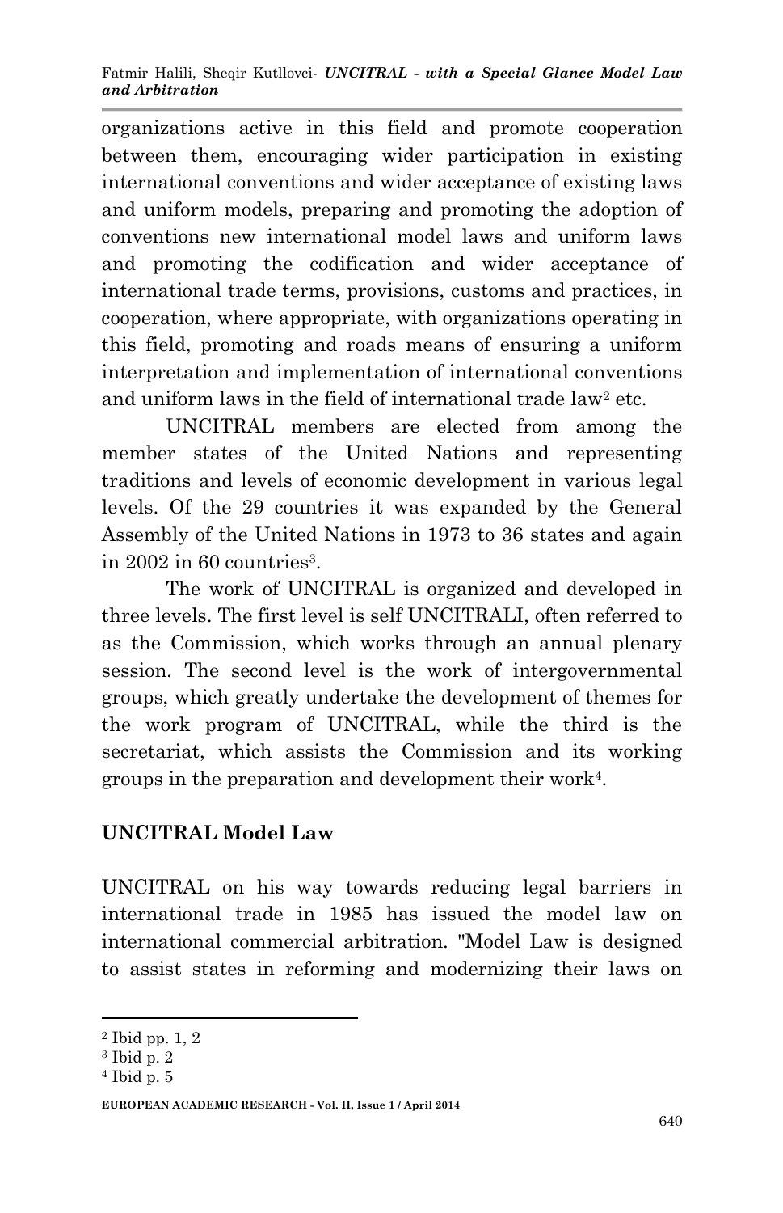organizations active in this field and promote cooperation between them, encouraging wider participation in existing international conventions and wider acceptance of existing laws and uniform models, preparing and promoting the adoption of conventions new international model laws and uniform laws and promoting the codification and wider acceptance of international trade terms, provisions, customs and practices, in cooperation, where appropriate, with organizations operating in this field, promoting and roads means of ensuring a uniform interpretation and implementation of international conventions and uniform laws in the field of international trade law[2] etc.

UNCITRAL members are elected from among the member states of the United Nations and representing traditions and levels of economic development in various legal levels. Of the 29 countries it was expanded by the General Assembly of the United Nations in 1973 to 36 states and again in 2002 in 60 countries[3].

The work of UNCITRAL is organized and developed in three levels. The first level is self UNCITRALI, often referred to as the Commission, which works through an annual plenary session. The second level is the work of intergovernmental groups, which greatly undertake the development of themes for the work program of UNCITRAL, while the third is the secretariat, which assists the Commission and its working groups in the preparation and development their work[4].

## UNCITRAL Model Law

UNCITRAL on his way towards reducing legal barriers in international trade in 1985 has issued the model law on international commercial arbitration. "Model Law is designed to assist states in reforming and modernizing their laws on

---

[2] Ibid pp. 1, 2

[3] Ibid p. 2

[4] Ibid p. 5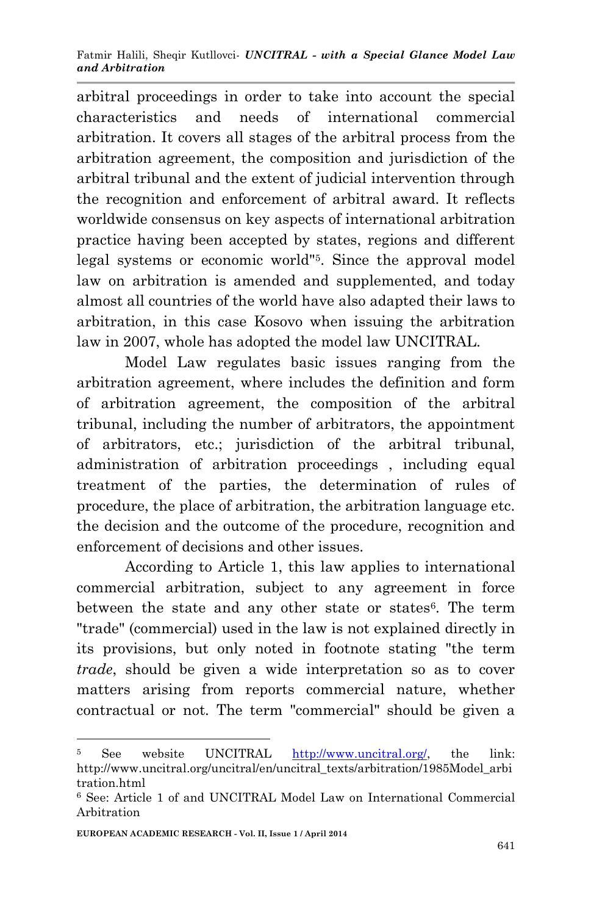arbitral proceedings in order to take into account the special characteristics and needs of international commercial arbitration. It covers all stages of the arbitral process from the arbitration agreement, the composition and jurisdiction of the arbitral tribunal and the extent of judicial intervention through the recognition and enforcement of arbitral award. It reflects worldwide consensus on key aspects of international arbitration practice having been accepted by states, regions and different legal systems or economic world"[5]. Since the approval model law on arbitration is amended and supplemented, and today almost all countries of the world have also adapted their laws to arbitration, in this case Kosovo when issuing the arbitration law in 2007, whole has adopted the model law UNCITRAL.

Model Law regulates basic issues ranging from the arbitration agreement, where includes the definition and form of arbitration agreement, the composition of the arbitral tribunal, including the number of arbitrators, the appointment of arbitrators, etc.; jurisdiction of the arbitral tribunal, administration of arbitration proceedings , including equal treatment of the parties, the determination of rules of procedure, the place of arbitration, the arbitration language etc. the decision and the outcome of the procedure, recognition and enforcement of decisions and other issues.

According to Article 1, this law applies to international commercial arbitration, subject to any agreement in force between the state and any other state or states[6]. The term "trade" (commercial) used in the law is not explained directly in its provisions, but only noted in footnote stating "the term *trade*, should be given a wide interpretation so as to cover matters arising from reports commercial nature, whether contractual or not. The term "commercial" should be given a

---

[5] See website UNCITRAL http://www.uncitral.org/, the link: http://www.uncitral.org/uncitral/en/uncitral_texts/arbitration/1985Model_arbitration.html

[6] See: Article 1 of and UNCITRAL Model Law on International Commercial Arbitration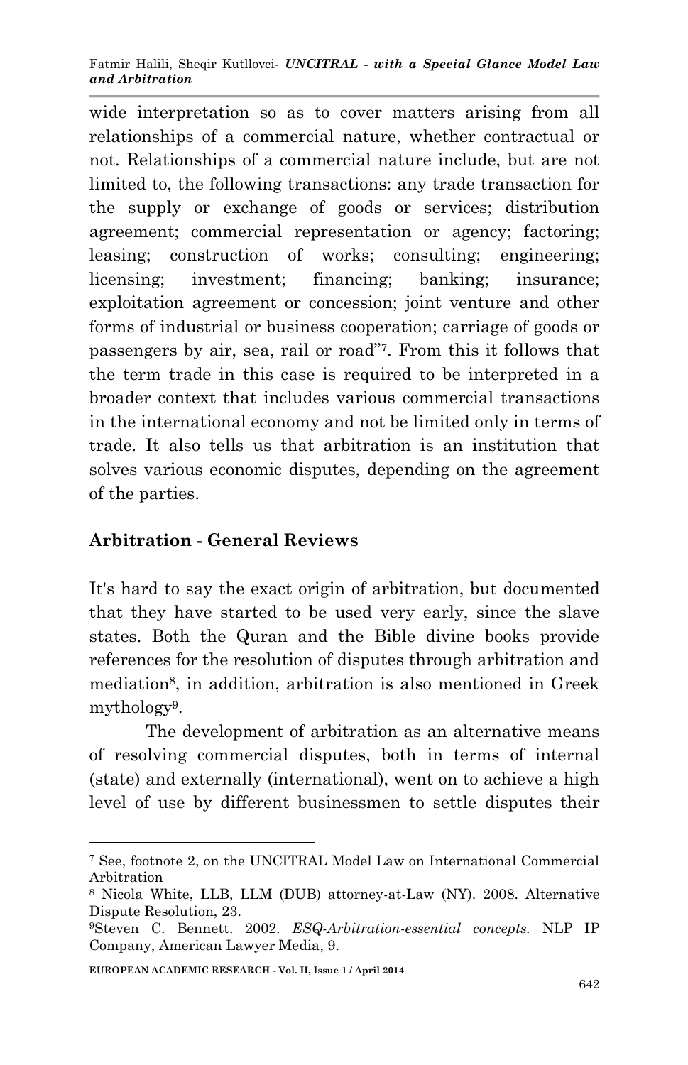wide interpretation so as to cover matters arising from all relationships of a commercial nature, whether contractual or not. Relationships of a commercial nature include, but are not limited to, the following transactions: any trade transaction for the supply or exchange of goods or services; distribution agreement; commercial representation or agency; factoring; leasing; construction of works; consulting; engineering; licensing; investment; financing; banking; insurance; exploitation agreement or concession; joint venture and other forms of industrial or business cooperation; carriage of goods or passengers by air, sea, rail or road"[7]. From this it follows that the term trade in this case is required to be interpreted in a broader context that includes various commercial transactions in the international economy and not be limited only in terms of trade. It also tells us that arbitration is an institution that solves various economic disputes, depending on the agreement of the parties.

## Arbitration - General Reviews

It's hard to say the exact origin of arbitration, but documented that they have started to be used very early, since the slave states. Both the Quran and the Bible divine books provide references for the resolution of disputes through arbitration and mediation[8], in addition, arbitration is also mentioned in Greek mythology[9].

The development of arbitration as an alternative means of resolving commercial disputes, both in terms of internal (state) and externally (international), went on to achieve a high level of use by different businessmen to settle disputes their

---

[7] See, footnote 2, on the UNCITRAL Model Law on International Commercial Arbitration

[8] Nicola White, LLB, LLM (DUB) attorney-at-Law (NY). 2008. Alternative Dispute Resolution, 23.

[9] Steven C. Bennett. 2002. *ESQ-Arbitration-essential concepts.* NLP IP Company, American Lawyer Media, 9.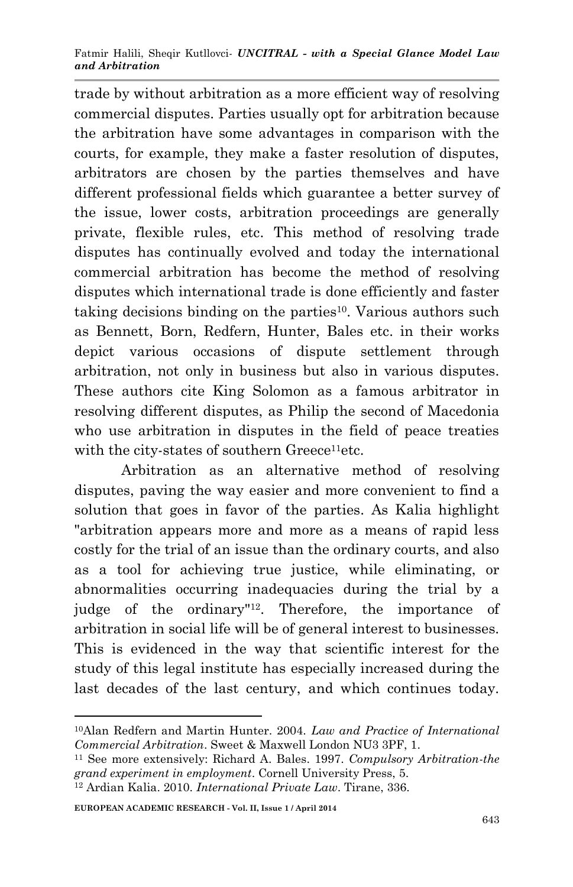trade by without arbitration as a more efficient way of resolving commercial disputes. Parties usually opt for arbitration because the arbitration have some advantages in comparison with the courts, for example, they make a faster resolution of disputes, arbitrators are chosen by the parties themselves and have different professional fields which guarantee a better survey of the issue, lower costs, arbitration proceedings are generally private, flexible rules, etc. This method of resolving trade disputes has continually evolved and today the international commercial arbitration has become the method of resolving disputes which international trade is done efficiently and faster taking decisions binding on the parties[10]. Various authors such as Bennett, Born, Redfern, Hunter, Bales etc. in their works depict various occasions of dispute settlement through arbitration, not only in business but also in various disputes. These authors cite King Solomon as a famous arbitrator in resolving different disputes, as Philip the second of Macedonia who use arbitration in disputes in the field of peace treaties with the city-states of southern Greece[11]etc.

Arbitration as an alternative method of resolving disputes, paving the way easier and more convenient to find a solution that goes in favor of the parties. As Kalia highlight "arbitration appears more and more as a means of rapid less costly for the trial of an issue than the ordinary courts, and also as a tool for achieving true justice, while eliminating, or abnormalities occurring inadequacies during the trial by a judge of the ordinary"[12]. Therefore, the importance of arbitration in social life will be of general interest to businesses. This is evidenced in the way that scientific interest for the study of this legal institute has especially increased during the last decades of the last century, and which continues today.

---

[10]Alan Redfern and Martin Hunter. 2004. *Law and Practice of International Commercial Arbitration*. Sweet & Maxwell London NU3 3PF, 1.

[11] See more extensively: Richard A. Bales. 1997. *Compulsory Arbitration-the grand experiment in employment*. Cornell University Press, 5.

[12] Ardian Kalia. 2010. *International Private Law*. Tirane, 336.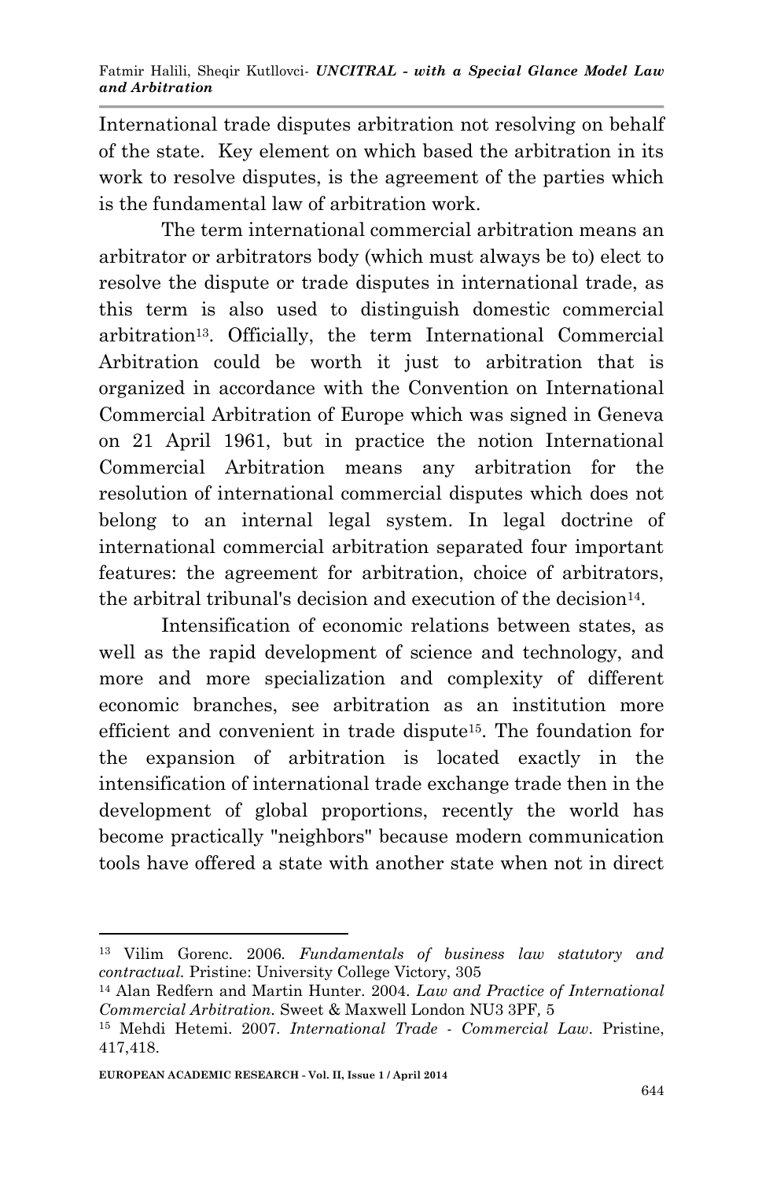International trade disputes arbitration not resolving on behalf of the state. Key element on which based the arbitration in its work to resolve disputes, is the agreement of the parties which is the fundamental law of arbitration work.

The term international commercial arbitration means an arbitrator or arbitrators body (which must always be to) elect to resolve the dispute or trade disputes in international trade, as this term is also used to distinguish domestic commercial arbitration[13]. Officially, the term International Commercial Arbitration could be worth it just to arbitration that is organized in accordance with the Convention on International Commercial Arbitration of Europe which was signed in Geneva on 21 April 1961, but in practice the notion International Commercial Arbitration means any arbitration for the resolution of international commercial disputes which does not belong to an internal legal system. In legal doctrine of international commercial arbitration separated four important features: the agreement for arbitration, choice of arbitrators, the arbitral tribunal's decision and execution of the decision[14].

Intensification of economic relations between states, as well as the rapid development of science and technology, and more and more specialization and complexity of different economic branches, see arbitration as an institution more efficient and convenient in trade dispute[15]. The foundation for the expansion of arbitration is located exactly in the intensification of international trade exchange trade then in the development of global proportions, recently the world has become practically "neighbors" because modern communication tools have offered a state with another state when not in direct

---

[13] Vilim Gorenc. 2006. *Fundamentals of business law statutory and contractual.* Pristine: University College Victory, 305

[14] Alan Redfern and Martin Hunter. 2004. *Law and Practice of International Commercial Arbitration.* Sweet & Maxwell London NU3 3PF, 5

[15] Mehdi Hetemi. 2007. *International Trade - Commercial Law*. Pristine, 417,418.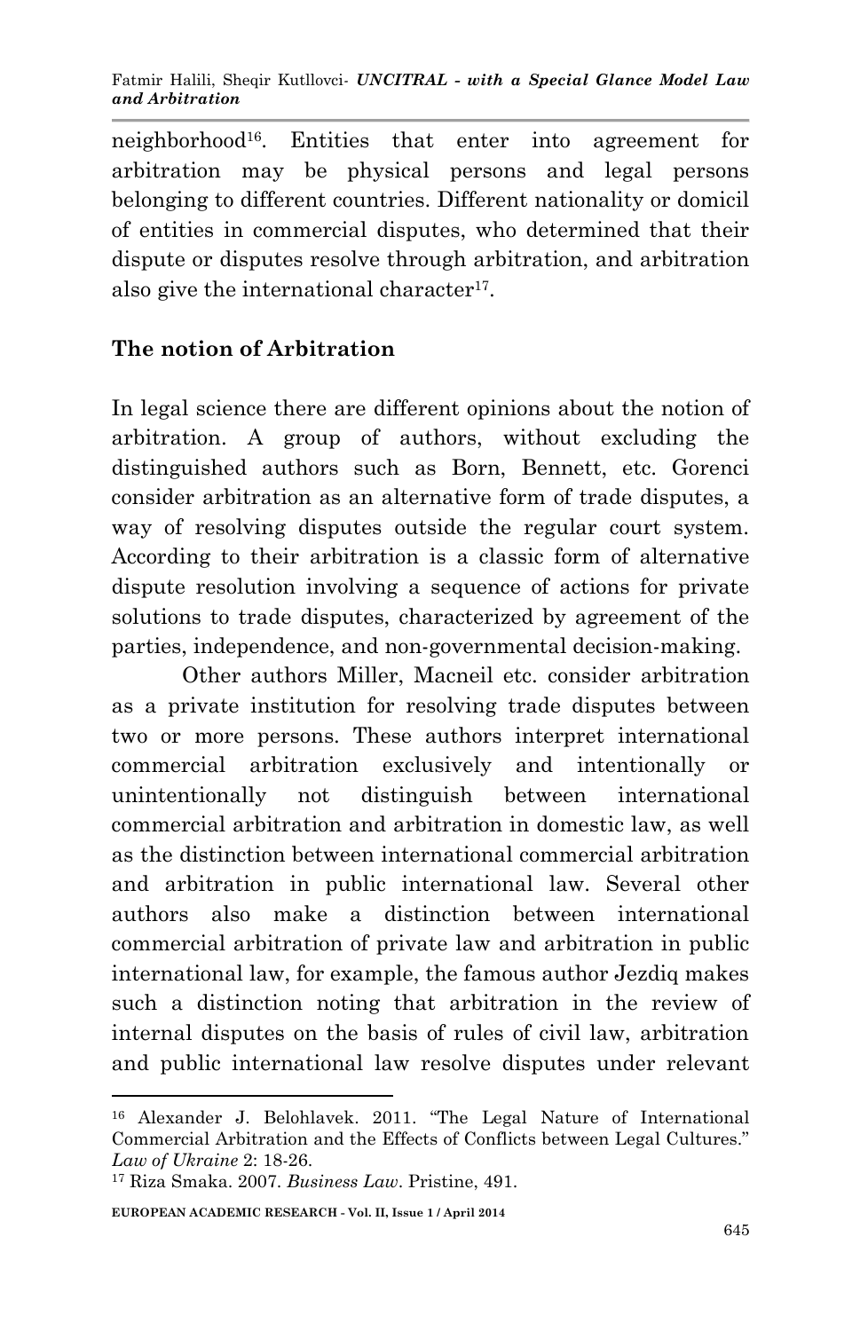neighborhood[16]. Entities that enter into agreement for arbitration may be physical persons and legal persons belonging to different countries. Different nationality or domicil of entities in commercial disputes, who determined that their dispute or disputes resolve through arbitration, and arbitration also give the international character[17].

## The notion of Arbitration

In legal science there are different opinions about the notion of arbitration. A group of authors, without excluding the distinguished authors such as Born, Bennett, etc. Gorenci consider arbitration as an alternative form of trade disputes, a way of resolving disputes outside the regular court system. According to their arbitration is a classic form of alternative dispute resolution involving a sequence of actions for private solutions to trade disputes, characterized by agreement of the parties, independence, and non-governmental decision-making.

Other authors Miller, Macneil etc. consider arbitration as a private institution for resolving trade disputes between two or more persons. These authors interpret international commercial arbitration exclusively and intentionally or unintentionally not distinguish between international commercial arbitration and arbitration in domestic law, as well as the distinction between international commercial arbitration and arbitration in public international law. Several other authors also make a distinction between international commercial arbitration of private law and arbitration in public international law, for example, the famous author Jezdiq makes such a distinction noting that arbitration in the review of internal disputes on the basis of rules of civil law, arbitration and public international law resolve disputes under relevant

---

[16] Alexander J. Belohlavek. 2011. "The Legal Nature of International Commercial Arbitration and the Effects of Conflicts between Legal Cultures." *Law of Ukraine* 2: 18-26.

[17] Riza Smaka. 2007. *Business Law*. Pristine, 491.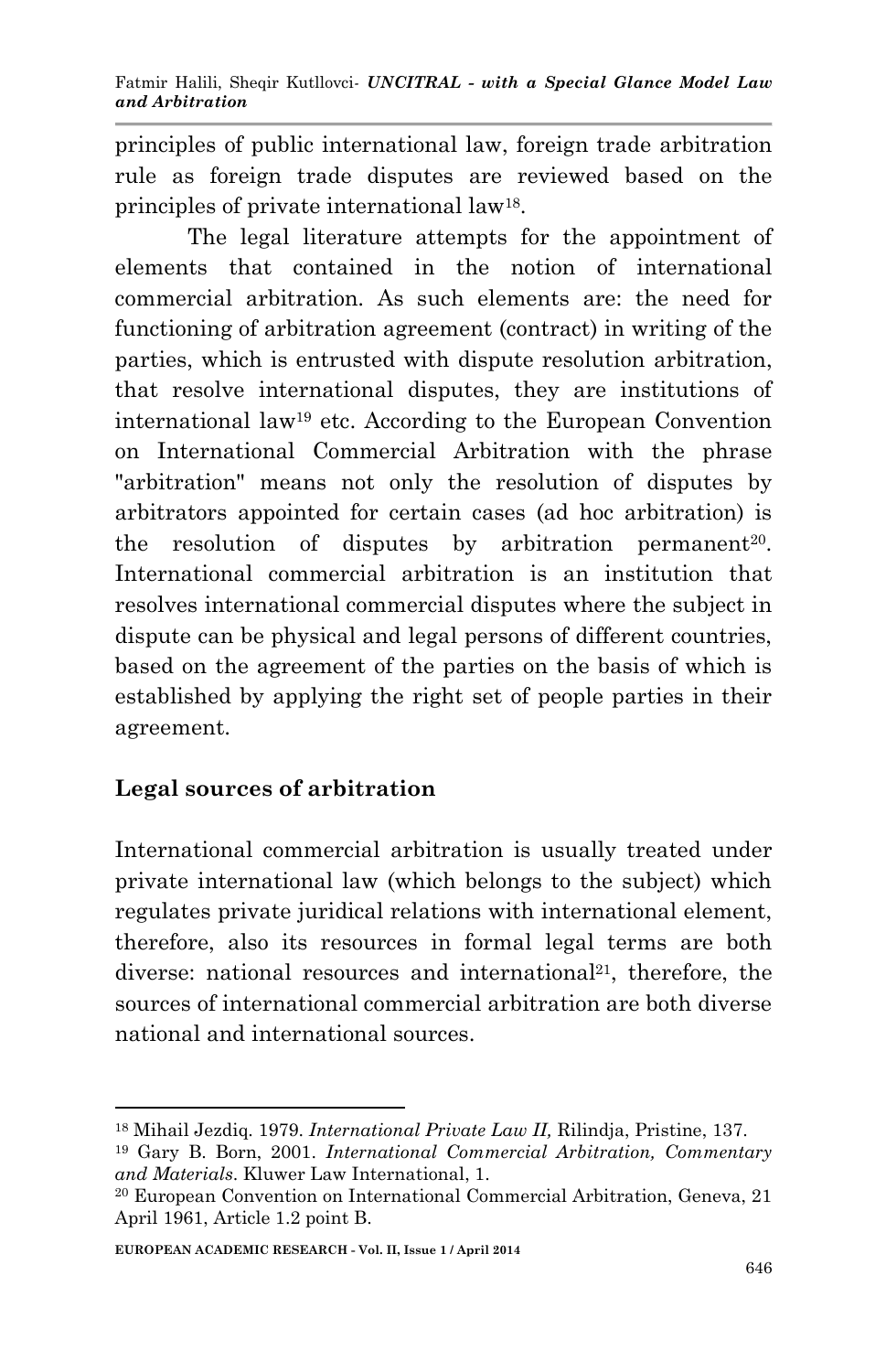principles of public international law, foreign trade arbitration rule as foreign trade disputes are reviewed based on the principles of private international law[18].

The legal literature attempts for the appointment of elements that contained in the notion of international commercial arbitration. As such elements are: the need for functioning of arbitration agreement (contract) in writing of the parties, which is entrusted with dispute resolution arbitration, that resolve international disputes, they are institutions of international law[19] etc. According to the European Convention on International Commercial Arbitration with the phrase "arbitration" means not only the resolution of disputes by arbitrators appointed for certain cases (ad hoc arbitration) is the resolution of disputes by arbitration permanent[20]. International commercial arbitration is an institution that resolves international commercial disputes where the subject in dispute can be physical and legal persons of different countries, based on the agreement of the parties on the basis of which is established by applying the right set of people parties in their agreement.

## Legal sources of arbitration

International commercial arbitration is usually treated under private international law (which belongs to the subject) which regulates private juridical relations with international element, therefore, also its resources in formal legal terms are both diverse: national resources and international[21], therefore, the sources of international commercial arbitration are both diverse national and international sources.

---

[18] Mihail Jezdiq. 1979. *International Private Law II,* Rilindja, Pristine, 137.

[19] Gary B. Born, 2001. *International Commercial Arbitration, Commentary and Materials*. Kluwer Law International, 1.

[20] European Convention on International Commercial Arbitration, Geneva, 21 April 1961, Article 1.2 point B.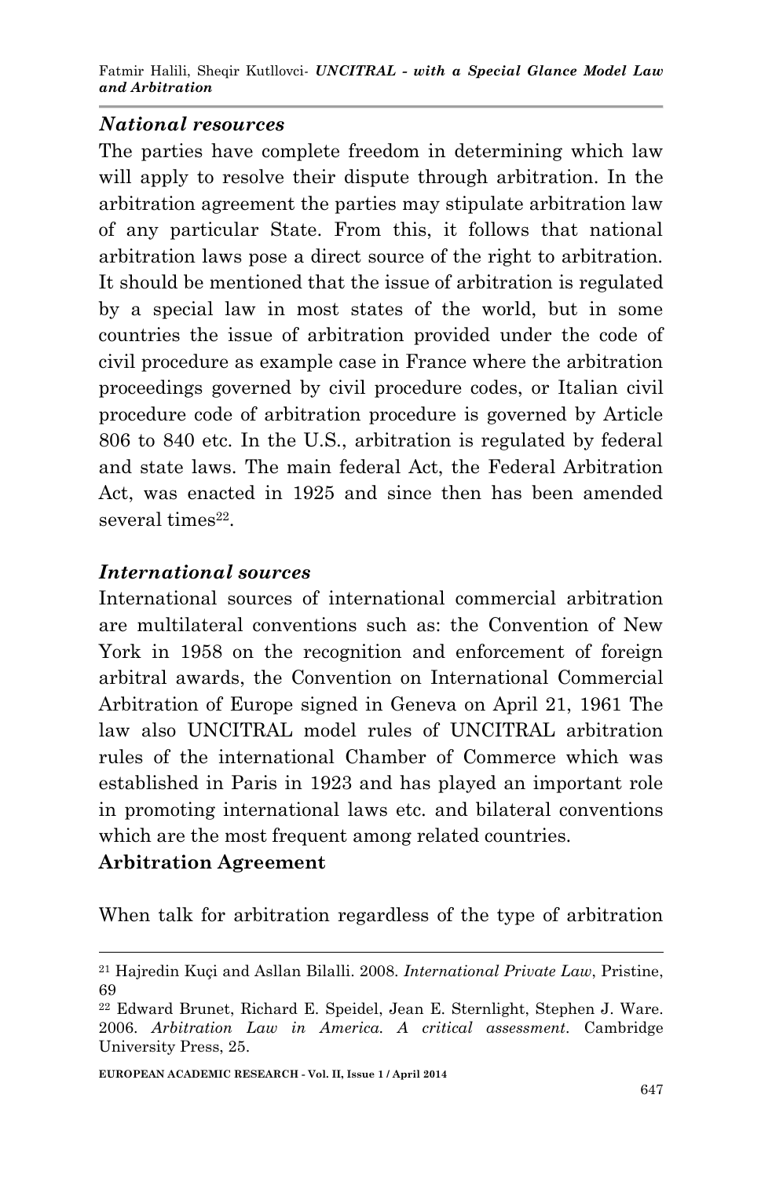### *National resources*

The parties have complete freedom in determining which law will apply to resolve their dispute through arbitration. In the arbitration agreement the parties may stipulate arbitration law of any particular State. From this, it follows that national arbitration laws pose a direct source of the right to arbitration. It should be mentioned that the issue of arbitration is regulated by a special law in most states of the world, but in some countries the issue of arbitration provided under the code of civil procedure as example case in France where the arbitration proceedings governed by civil procedure codes, or Italian civil procedure code of arbitration procedure is governed by Article 806 to 840 etc. In the U.S., arbitration is regulated by federal and state laws. The main federal Act, the Federal Arbitration Act, was enacted in 1925 and since then has been amended several times[22].

### *International sources*

International sources of international commercial arbitration are multilateral conventions such as: the Convention of New York in 1958 on the recognition and enforcement of foreign arbitral awards, the Convention on International Commercial Arbitration of Europe signed in Geneva on April 21, 1961 The law also UNCITRAL model rules of UNCITRAL arbitration rules of the international Chamber of Commerce which was established in Paris in 1923 and has played an important role in promoting international laws etc. and bilateral conventions which are the most frequent among related countries.

**Arbitration Agreement**

When talk for arbitration regardless of the type of arbitration

---

[21] Hajredin Kuçi and Asllan Bilalli. 2008. *International Private Law*, Pristine, 69

[22] Edward Brunet, Richard E. Speidel, Jean E. Sternlight, Stephen J. Ware. 2006. *Arbitration Law in America. A critical assessment*. Cambridge University Press, 25.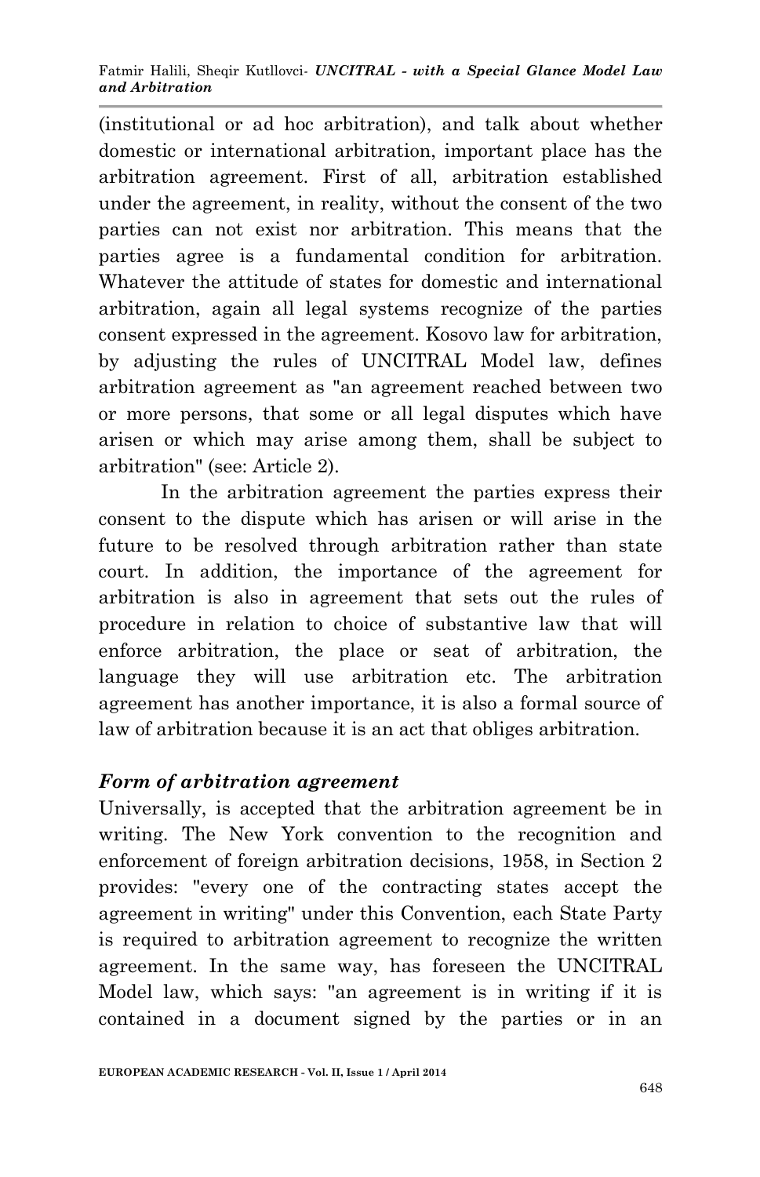(institutional or ad hoc arbitration), and talk about whether domestic or international arbitration, important place has the arbitration agreement. First of all, arbitration established under the agreement, in reality, without the consent of the two parties can not exist nor arbitration. This means that the parties agree is a fundamental condition for arbitration. Whatever the attitude of states for domestic and international arbitration, again all legal systems recognize of the parties consent expressed in the agreement. Kosovo law for arbitration, by adjusting the rules of UNCITRAL Model law, defines arbitration agreement as "an agreement reached between two or more persons, that some or all legal disputes which have arisen or which may arise among them, shall be subject to arbitration" (see: Article 2).

In the arbitration agreement the parties express their consent to the dispute which has arisen or will arise in the future to be resolved through arbitration rather than state court. In addition, the importance of the agreement for arbitration is also in agreement that sets out the rules of procedure in relation to choice of substantive law that will enforce arbitration, the place or seat of arbitration, the language they will use arbitration etc. The arbitration agreement has another importance, it is also a formal source of law of arbitration because it is an act that obliges arbitration.

### *Form of arbitration agreement*

Universally, is accepted that the arbitration agreement be in writing. The New York convention to the recognition and enforcement of foreign arbitration decisions, 1958, in Section 2 provides: "every one of the contracting states accept the agreement in writing" under this Convention, each State Party is required to arbitration agreement to recognize the written agreement. In the same way, has foreseen the UNCITRAL Model law, which says: "an agreement is in writing if it is contained in a document signed by the parties or in an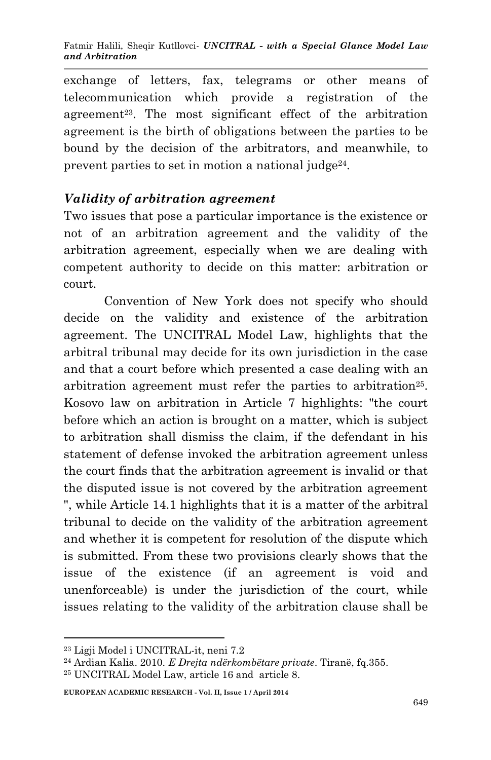exchange of letters, fax, telegrams or other means of telecommunication which provide a registration of the agreement[23]. The most significant effect of the arbitration agreement is the birth of obligations between the parties to be bound by the decision of the arbitrators, and meanwhile, to prevent parties to set in motion a national judge[24].

### *Validity of arbitration agreement*

Two issues that pose a particular importance is the existence or not of an arbitration agreement and the validity of the arbitration agreement, especially when we are dealing with competent authority to decide on this matter: arbitration or court.

Convention of New York does not specify who should decide on the validity and existence of the arbitration agreement. The UNCITRAL Model Law, highlights that the arbitral tribunal may decide for its own jurisdiction in the case and that a court before which presented a case dealing with an arbitration agreement must refer the parties to arbitration[25]. Kosovo law on arbitration in Article 7 highlights: "the court before which an action is brought on a matter, which is subject to arbitration shall dismiss the claim, if the defendant in his statement of defense invoked the arbitration agreement unless the court finds that the arbitration agreement is invalid or that the disputed issue is not covered by the arbitration agreement ", while Article 14.1 highlights that it is a matter of the arbitral tribunal to decide on the validity of the arbitration agreement and whether it is competent for resolution of the dispute which is submitted. From these two provisions clearly shows that the issue of the existence (if an agreement is void and unenforceable) is under the jurisdiction of the court, while issues relating to the validity of the arbitration clause shall be

---

[23] Ligji Model i UNCITRAL-it, neni 7.2

[24] Ardian Kalia. 2010. *E Drejta ndërkombëtare private*. Tiranë, fq.355.

[25] UNCITRAL Model Law, article 16 and article 8.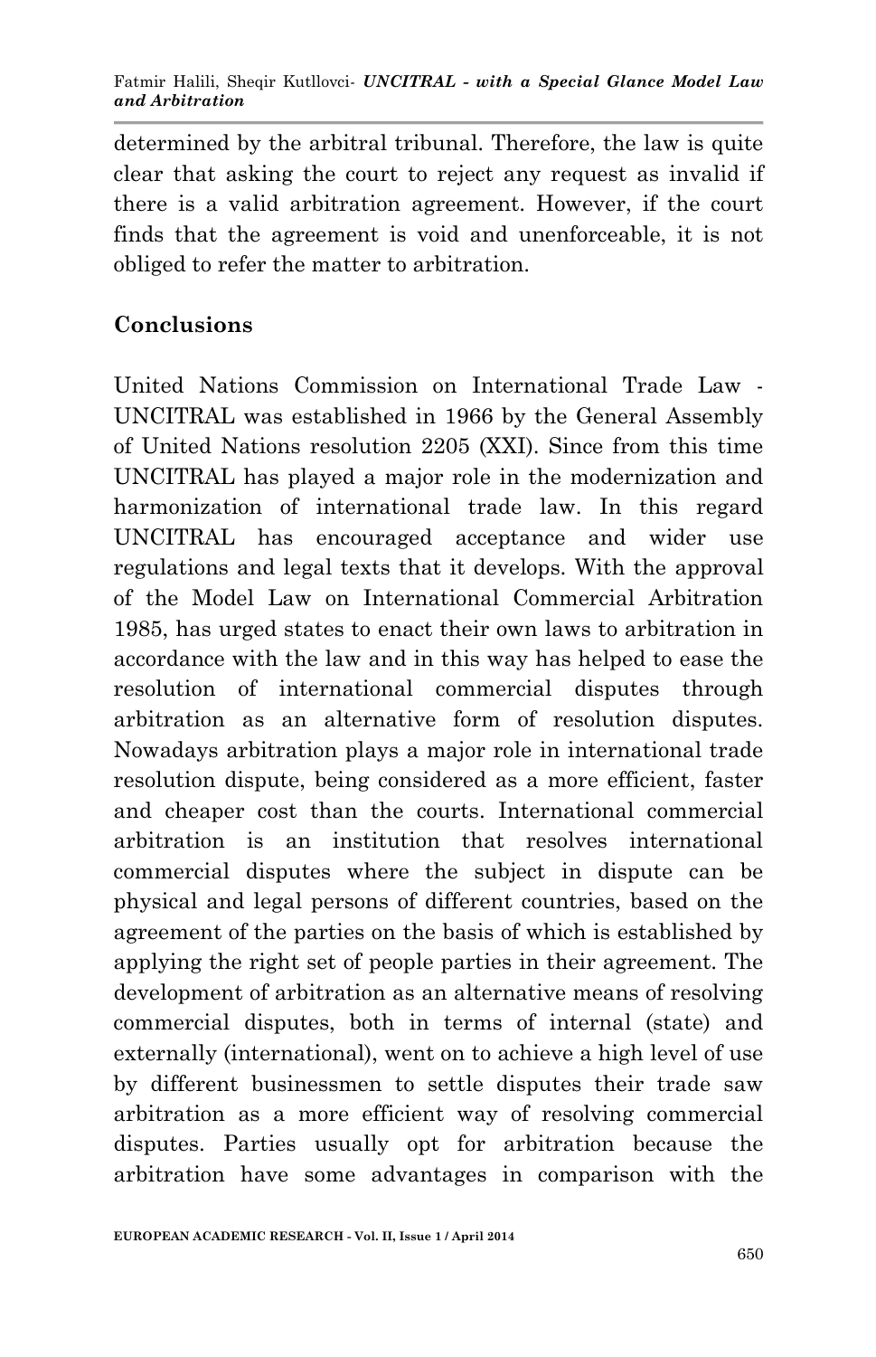determined by the arbitral tribunal. Therefore, the law is quite clear that asking the court to reject any request as invalid if there is a valid arbitration agreement. However, if the court finds that the agreement is void and unenforceable, it is not obliged to refer the matter to arbitration.

## Conclusions

United Nations Commission on International Trade Law - UNCITRAL was established in 1966 by the General Assembly of United Nations resolution 2205 (XXI). Since from this time UNCITRAL has played a major role in the modernization and harmonization of international trade law. In this regard UNCITRAL has encouraged acceptance and wider use regulations and legal texts that it develops. With the approval of the Model Law on International Commercial Arbitration 1985, has urged states to enact their own laws to arbitration in accordance with the law and in this way has helped to ease the resolution of international commercial disputes through arbitration as an alternative form of resolution disputes. Nowadays arbitration plays a major role in international trade resolution dispute, being considered as a more efficient, faster and cheaper cost than the courts. International commercial arbitration is an institution that resolves international commercial disputes where the subject in dispute can be physical and legal persons of different countries, based on the agreement of the parties on the basis of which is established by applying the right set of people parties in their agreement. The development of arbitration as an alternative means of resolving commercial disputes, both in terms of internal (state) and externally (international), went on to achieve a high level of use by different businessmen to settle disputes their trade saw arbitration as a more efficient way of resolving commercial disputes. Parties usually opt for arbitration because the arbitration have some advantages in comparison with the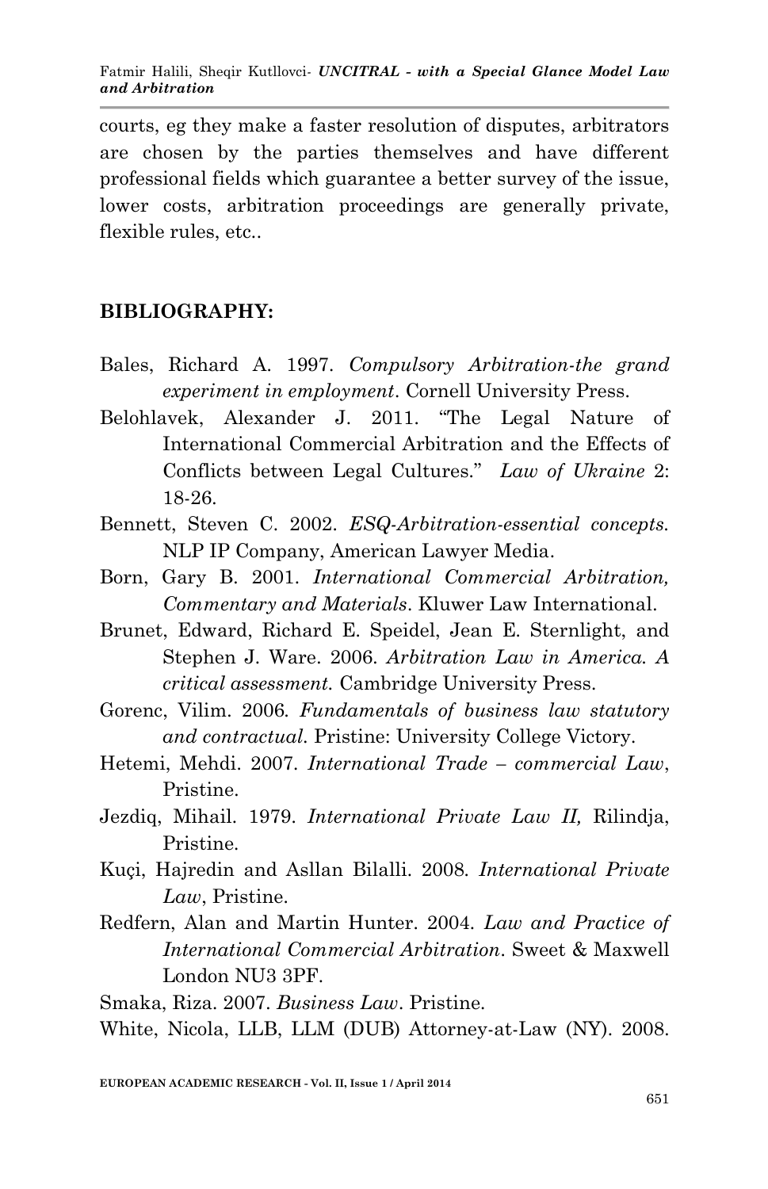courts, eg they make a faster resolution of disputes, arbitrators are chosen by the parties themselves and have different professional fields which guarantee a better survey of the issue, lower costs, arbitration proceedings are generally private, flexible rules, etc..

## BIBLIOGRAPHY:

Bales, Richard A. 1997. *Compulsory Arbitration-the grand experiment in employment*. Cornell University Press.

Belohlavek, Alexander J. 2011. "The Legal Nature of International Commercial Arbitration and the Effects of Conflicts between Legal Cultures." *Law of Ukraine* 2: 18-26.

Bennett, Steven C. 2002. *ESQ-Arbitration-essential concepts.* NLP IP Company, American Lawyer Media.

Born, Gary B. 2001. *International Commercial Arbitration, Commentary and Materials*. Kluwer Law International.

Brunet, Edward, Richard E. Speidel, Jean E. Sternlight, and Stephen J. Ware. 2006. *Arbitration Law in America. A critical assessment.* Cambridge University Press.

Gorenc, Vilim. 2006. *Fundamentals of business law statutory and contractual.* Pristine: University College Victory.

Hetemi, Mehdi. 2007. *International Trade – commercial Law*, Pristine.

Jezdiq, Mihail. 1979. *International Private Law II,* Rilindja, Pristine.

Kuçi, Hajredin and Asllan Bilalli. 2008. *International Private Law*, Pristine.

Redfern, Alan and Martin Hunter. 2004. *Law and Practice of International Commercial Arbitration*. Sweet & Maxwell London NU3 3PF.

Smaka, Riza. 2007. *Business Law*. Pristine.

White, Nicola, LLB, LLM (DUB) Attorney-at-Law (NY). 2008.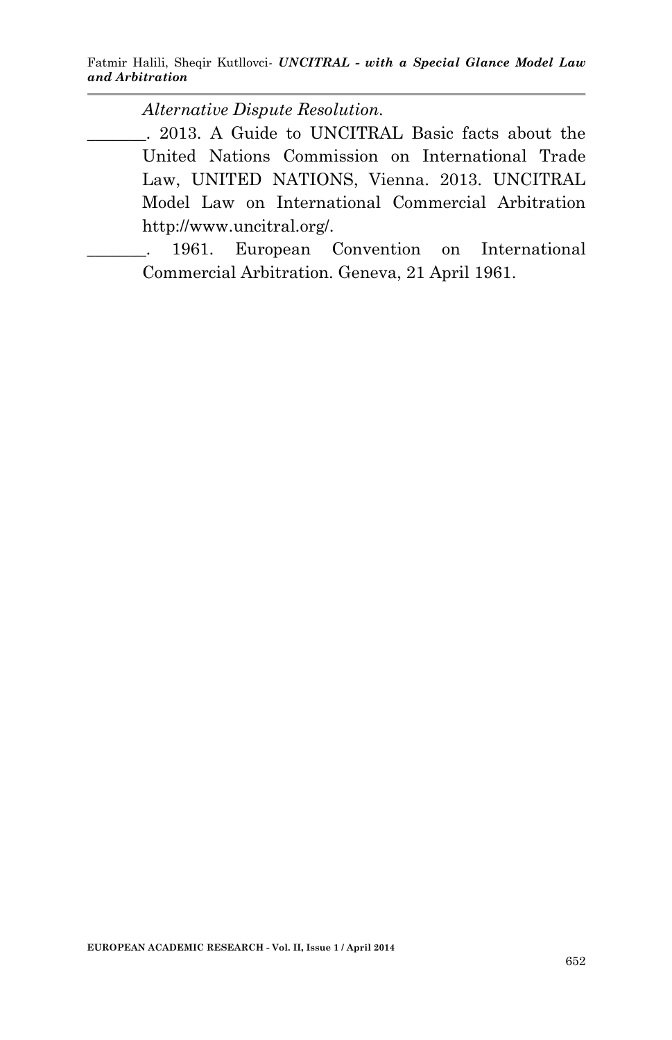*Alternative Dispute Resolution.*

_______. 2013. A Guide to UNCITRAL Basic facts about the United Nations Commission on International Trade Law, UNITED NATIONS, Vienna. 2013. UNCITRAL Model Law on International Commercial Arbitration http://www.uncitral.org/.

_______. 1961. European Convention on International Commercial Arbitration. Geneva, 21 April 1961.